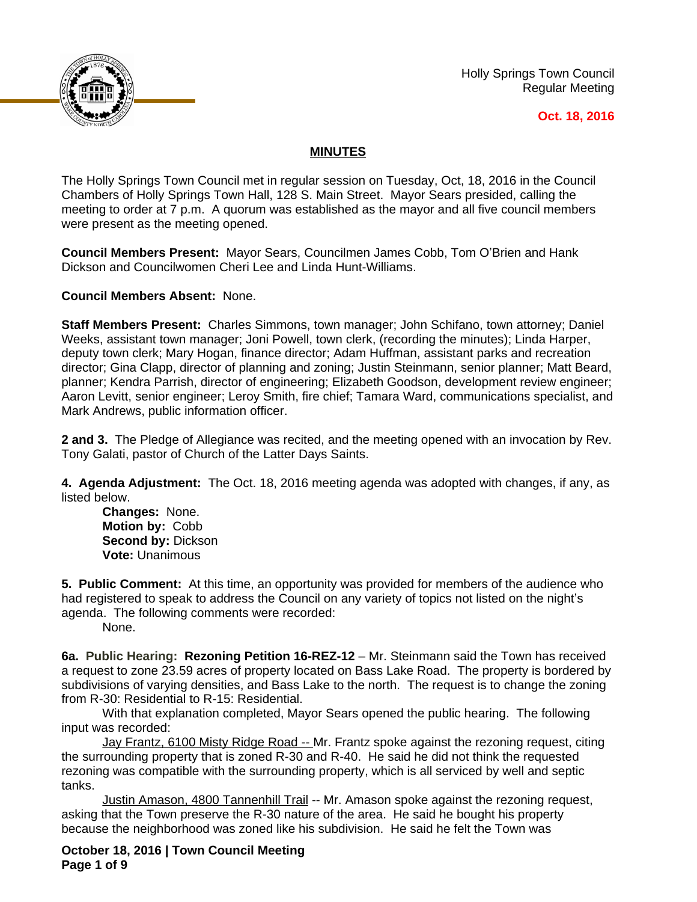Holly Springs Town Council
Regular Meeting

**Oct. 18, 2016**

## MINUTES

The Holly Springs Town Council met in regular session on Tuesday, Oct, 18, 2016 in the Council Chambers of Holly Springs Town Hall, 128 S. Main Street. Mayor Sears presided, calling the meeting to order at 7 p.m. A quorum was established as the mayor and all five council members were present as the meeting opened.

**Council Members Present:** Mayor Sears, Councilmen James Cobb, Tom O'Brien and Hank Dickson and Councilwomen Cheri Lee and Linda Hunt-Williams.

**Council Members Absent:** None.

**Staff Members Present:** Charles Simmons, town manager; John Schifano, town attorney; Daniel Weeks, assistant town manager; Joni Powell, town clerk, (recording the minutes); Linda Harper, deputy town clerk; Mary Hogan, finance director; Adam Huffman, assistant parks and recreation director; Gina Clapp, director of planning and zoning; Justin Steinmann, senior planner; Matt Beard, planner; Kendra Parrish, director of engineering; Elizabeth Goodson, development review engineer; Aaron Levitt, senior engineer; Leroy Smith, fire chief; Tamara Ward, communications specialist, and Mark Andrews, public information officer.

**2 and 3.** The Pledge of Allegiance was recited, and the meeting opened with an invocation by Rev. Tony Galati, pastor of Church of the Latter Days Saints.

**4. Agenda Adjustment:** The Oct. 18, 2016 meeting agenda was adopted with changes, if any, as listed below.

> **Changes:** None.
> **Motion by:** Cobb
> **Second by:** Dickson
> **Vote:** Unanimous

**5. Public Comment:** At this time, an opportunity was provided for members of the audience who had registered to speak to address the Council on any variety of topics not listed on the night's agenda. The following comments were recorded:

> None.

**6a. Public Hearing: Rezoning Petition 16-REZ-12** – Mr. Steinmann said the Town has received a request to zone 23.59 acres of property located on Bass Lake Road. The property is bordered by subdivisions of varying densities, and Bass Lake to the north. The request is to change the zoning from R-30: Residential to R-15: Residential.

With that explanation completed, Mayor Sears opened the public hearing. The following input was recorded:

Jay Frantz, 6100 Misty Ridge Road -- Mr. Frantz spoke against the rezoning request, citing the surrounding property that is zoned R-30 and R-40. He said he did not think the requested rezoning was compatible with the surrounding property, which is all serviced by well and septic tanks.

Justin Amason, 4800 Tannenhill Trail -- Mr. Amason spoke against the rezoning request, asking that the Town preserve the R-30 nature of the area. He said he bought his property because the neighborhood was zoned like his subdivision. He said he felt the Town was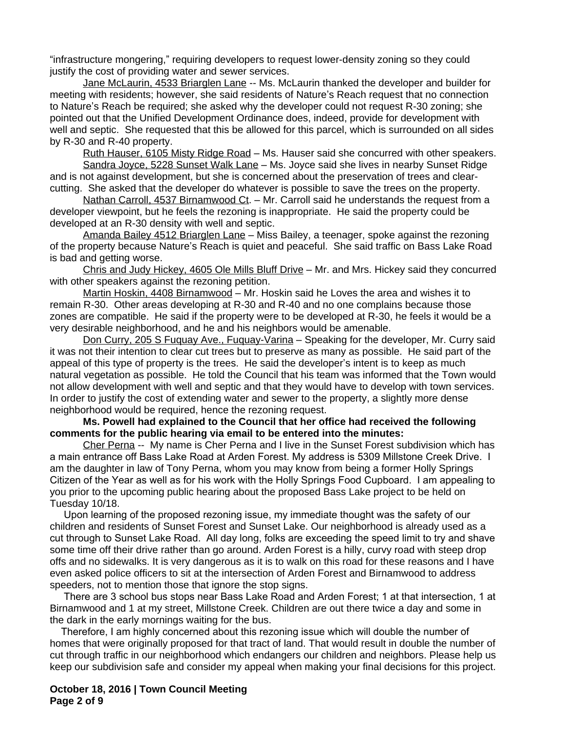"infrastructure mongering," requiring developers to request lower-density zoning so they could justify the cost of providing water and sewer services.

Jane McLaurin, 4533 Briarglen Lane -- Ms. McLaurin thanked the developer and builder for meeting with residents; however, she said residents of Nature's Reach request that no connection to Nature's Reach be required; she asked why the developer could not request R-30 zoning; she pointed out that the Unified Development Ordinance does, indeed, provide for development with well and septic. She requested that this be allowed for this parcel, which is surrounded on all sides by R-30 and R-40 property.

Ruth Hauser, 6105 Misty Ridge Road – Ms. Hauser said she concurred with other speakers.

Sandra Joyce, 5228 Sunset Walk Lane – Ms. Joyce said she lives in nearby Sunset Ridge and is not against development, but she is concerned about the preservation of trees and clear-cutting. She asked that the developer do whatever is possible to save the trees on the property.

Nathan Carroll, 4537 Birnamwood Ct. – Mr. Carroll said he understands the request from a developer viewpoint, but he feels the rezoning is inappropriate. He said the property could be developed at an R-30 density with well and septic.

Amanda Bailey 4512 Briarglen Lane – Miss Bailey, a teenager, spoke against the rezoning of the property because Nature's Reach is quiet and peaceful. She said traffic on Bass Lake Road is bad and getting worse.

Chris and Judy Hickey, 4605 Ole Mills Bluff Drive – Mr. and Mrs. Hickey said they concurred with other speakers against the rezoning petition.

Martin Hoskin, 4408 Birnamwood – Mr. Hoskin said he Loves the area and wishes it to remain R-30. Other areas developing at R-30 and R-40 and no one complains because those zones are compatible. He said if the property were to be developed at R-30, he feels it would be a very desirable neighborhood, and he and his neighbors would be amenable.

Don Curry, 205 S Fuquay Ave., Fuquay-Varina – Speaking for the developer, Mr. Curry said it was not their intention to clear cut trees but to preserve as many as possible. He said part of the appeal of this type of property is the trees. He said the developer's intent is to keep as much natural vegetation as possible. He told the Council that his team was informed that the Town would not allow development with well and septic and that they would have to develop with town services. In order to justify the cost of extending water and sewer to the property, a slightly more dense neighborhood would be required, hence the rezoning request.

**Ms. Powell had explained to the Council that her office had received the following comments for the public hearing via email to be entered into the minutes:**

Cher Perna -- My name is Cher Perna and I live in the Sunset Forest subdivision which has a main entrance off Bass Lake Road at Arden Forest. My address is 5309 Millstone Creek Drive. I am the daughter in law of Tony Perna, whom you may know from being a former Holly Springs Citizen of the Year as well as for his work with the Holly Springs Food Cupboard. I am appealing to you prior to the upcoming public hearing about the proposed Bass Lake project to be held on Tuesday 10/18.

Upon learning of the proposed rezoning issue, my immediate thought was the safety of our children and residents of Sunset Forest and Sunset Lake. Our neighborhood is already used as a cut through to Sunset Lake Road. All day long, folks are exceeding the speed limit to try and shave some time off their drive rather than go around. Arden Forest is a hilly, curvy road with steep drop offs and no sidewalks. It is very dangerous as it is to walk on this road for these reasons and I have even asked police officers to sit at the intersection of Arden Forest and Birnamwood to address speeders, not to mention those that ignore the stop signs.

There are 3 school bus stops near Bass Lake Road and Arden Forest; 1 at that intersection, 1 at Birnamwood and 1 at my street, Millstone Creek. Children are out there twice a day and some in the dark in the early mornings waiting for the bus.

Therefore, I am highly concerned about this rezoning issue which will double the number of homes that were originally proposed for that tract of land. That would result in double the number of cut through traffic in our neighborhood which endangers our children and neighbors. Please help us keep our subdivision safe and consider my appeal when making your final decisions for this project.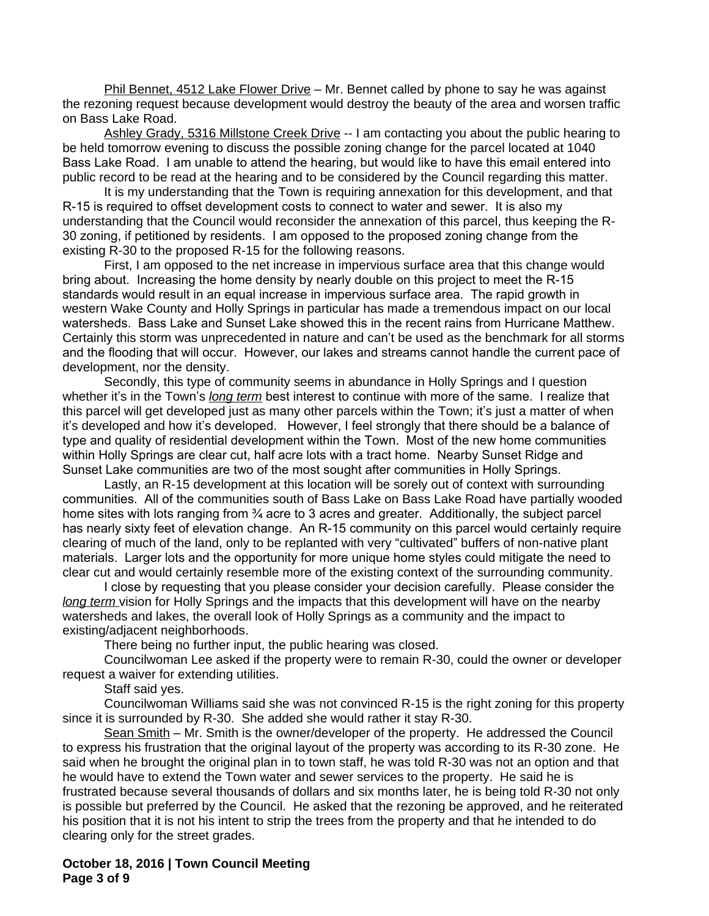Phil Bennet, 4512 Lake Flower Drive – Mr. Bennet called by phone to say he was against the rezoning request because development would destroy the beauty of the area and worsen traffic on Bass Lake Road.

Ashley Grady, 5316 Millstone Creek Drive -- I am contacting you about the public hearing to be held tomorrow evening to discuss the possible zoning change for the parcel located at 1040 Bass Lake Road. I am unable to attend the hearing, but would like to have this email entered into public record to be read at the hearing and to be considered by the Council regarding this matter.

It is my understanding that the Town is requiring annexation for this development, and that R-15 is required to offset development costs to connect to water and sewer. It is also my understanding that the Council would reconsider the annexation of this parcel, thus keeping the R-30 zoning, if petitioned by residents. I am opposed to the proposed zoning change from the existing R-30 to the proposed R-15 for the following reasons.

First, I am opposed to the net increase in impervious surface area that this change would bring about. Increasing the home density by nearly double on this project to meet the R-15 standards would result in an equal increase in impervious surface area. The rapid growth in western Wake County and Holly Springs in particular has made a tremendous impact on our local watersheds. Bass Lake and Sunset Lake showed this in the recent rains from Hurricane Matthew. Certainly this storm was unprecedented in nature and can't be used as the benchmark for all storms and the flooding that will occur. However, our lakes and streams cannot handle the current pace of development, nor the density.

Secondly, this type of community seems in abundance in Holly Springs and I question whether it's in the Town's *long term* best interest to continue with more of the same. I realize that this parcel will get developed just as many other parcels within the Town; it's just a matter of when it's developed and how it's developed. However, I feel strongly that there should be a balance of type and quality of residential development within the Town. Most of the new home communities within Holly Springs are clear cut, half acre lots with a tract home. Nearby Sunset Ridge and Sunset Lake communities are two of the most sought after communities in Holly Springs.

Lastly, an R-15 development at this location will be sorely out of context with surrounding communities. All of the communities south of Bass Lake on Bass Lake Road have partially wooded home sites with lots ranging from ¾ acre to 3 acres and greater. Additionally, the subject parcel has nearly sixty feet of elevation change. An R-15 community on this parcel would certainly require clearing of much of the land, only to be replanted with very "cultivated" buffers of non-native plant materials. Larger lots and the opportunity for more unique home styles could mitigate the need to clear cut and would certainly resemble more of the existing context of the surrounding community.

I close by requesting that you please consider your decision carefully. Please consider the *long term* vision for Holly Springs and the impacts that this development will have on the nearby watersheds and lakes, the overall look of Holly Springs as a community and the impact to existing/adjacent neighborhoods.

There being no further input, the public hearing was closed.

Councilwoman Lee asked if the property were to remain R-30, could the owner or developer request a waiver for extending utilities.

Staff said yes.

Councilwoman Williams said she was not convinced R-15 is the right zoning for this property since it is surrounded by R-30. She added she would rather it stay R-30.

Sean Smith – Mr. Smith is the owner/developer of the property. He addressed the Council to express his frustration that the original layout of the property was according to its R-30 zone. He said when he brought the original plan in to town staff, he was told R-30 was not an option and that he would have to extend the Town water and sewer services to the property. He said he is frustrated because several thousands of dollars and six months later, he is being told R-30 not only is possible but preferred by the Council. He asked that the rezoning be approved, and he reiterated his position that it is not his intent to strip the trees from the property and that he intended to do clearing only for the street grades.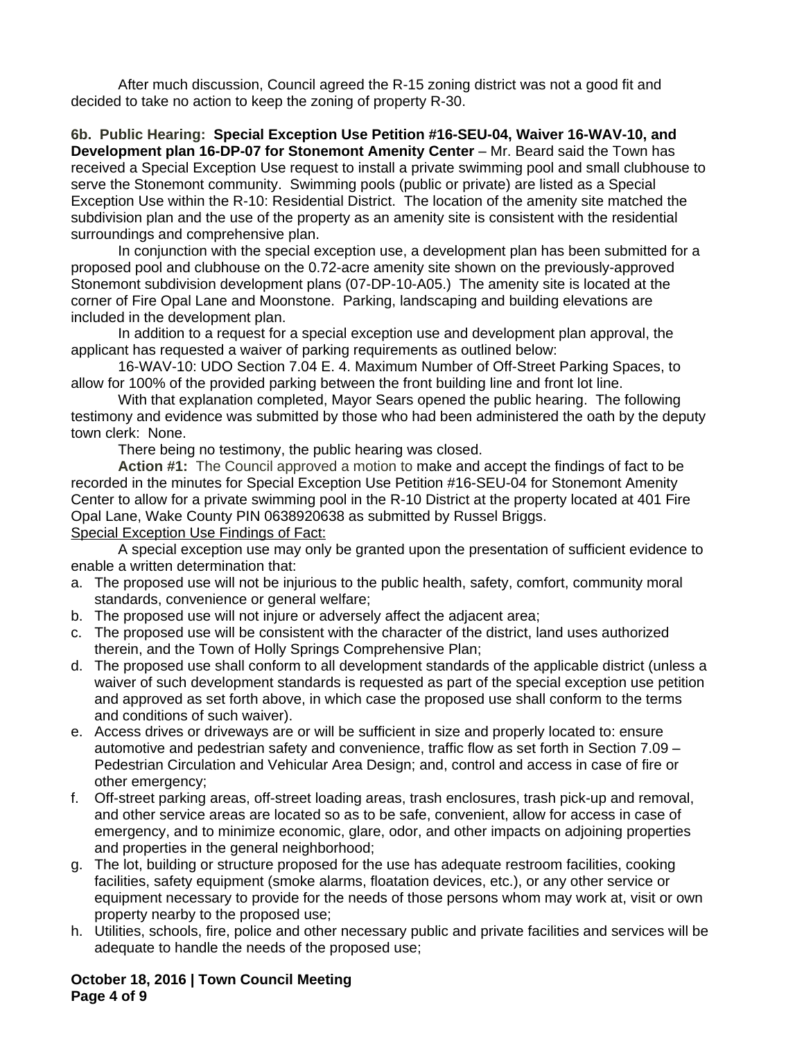After much discussion, Council agreed the R-15 zoning district was not a good fit and decided to take no action to keep the zoning of property R-30.

**6b. Public Hearing: Special Exception Use Petition #16-SEU-04, Waiver 16-WAV-10, and Development plan 16-DP-07 for Stonemont Amenity Center** – Mr. Beard said the Town has received a Special Exception Use request to install a private swimming pool and small clubhouse to serve the Stonemont community. Swimming pools (public or private) are listed as a Special Exception Use within the R-10: Residential District. The location of the amenity site matched the subdivision plan and the use of the property as an amenity site is consistent with the residential surroundings and comprehensive plan.

In conjunction with the special exception use, a development plan has been submitted for a proposed pool and clubhouse on the 0.72-acre amenity site shown on the previously-approved Stonemont subdivision development plans (07-DP-10-A05.) The amenity site is located at the corner of Fire Opal Lane and Moonstone. Parking, landscaping and building elevations are included in the development plan.

In addition to a request for a special exception use and development plan approval, the applicant has requested a waiver of parking requirements as outlined below:

16-WAV-10: UDO Section 7.04 E. 4. Maximum Number of Off-Street Parking Spaces, to allow for 100% of the provided parking between the front building line and front lot line.

With that explanation completed, Mayor Sears opened the public hearing. The following testimony and evidence was submitted by those who had been administered the oath by the deputy town clerk: None.

There being no testimony, the public hearing was closed.

**Action #1:** The Council approved a motion to make and accept the findings of fact to be recorded in the minutes for Special Exception Use Petition #16-SEU-04 for Stonemont Amenity Center to allow for a private swimming pool in the R-10 District at the property located at 401 Fire Opal Lane, Wake County PIN 0638920638 as submitted by Russel Briggs.

Special Exception Use Findings of Fact:

A special exception use may only be granted upon the presentation of sufficient evidence to enable a written determination that:

a. The proposed use will not be injurious to the public health, safety, comfort, community moral standards, convenience or general welfare;
b. The proposed use will not injure or adversely affect the adjacent area;
c. The proposed use will be consistent with the character of the district, land uses authorized therein, and the Town of Holly Springs Comprehensive Plan;
d. The proposed use shall conform to all development standards of the applicable district (unless a waiver of such development standards is requested as part of the special exception use petition and approved as set forth above, in which case the proposed use shall conform to the terms and conditions of such waiver).
e. Access drives or driveways are or will be sufficient in size and properly located to: ensure automotive and pedestrian safety and convenience, traffic flow as set forth in Section 7.09 – Pedestrian Circulation and Vehicular Area Design; and, control and access in case of fire or other emergency;
f. Off-street parking areas, off-street loading areas, trash enclosures, trash pick-up and removal, and other service areas are located so as to be safe, convenient, allow for access in case of emergency, and to minimize economic, glare, odor, and other impacts on adjoining properties and properties in the general neighborhood;
g. The lot, building or structure proposed for the use has adequate restroom facilities, cooking facilities, safety equipment (smoke alarms, floatation devices, etc.), or any other service or equipment necessary to provide for the needs of those persons whom may work at, visit or own property nearby to the proposed use;
h. Utilities, schools, fire, police and other necessary public and private facilities and services will be adequate to handle the needs of the proposed use;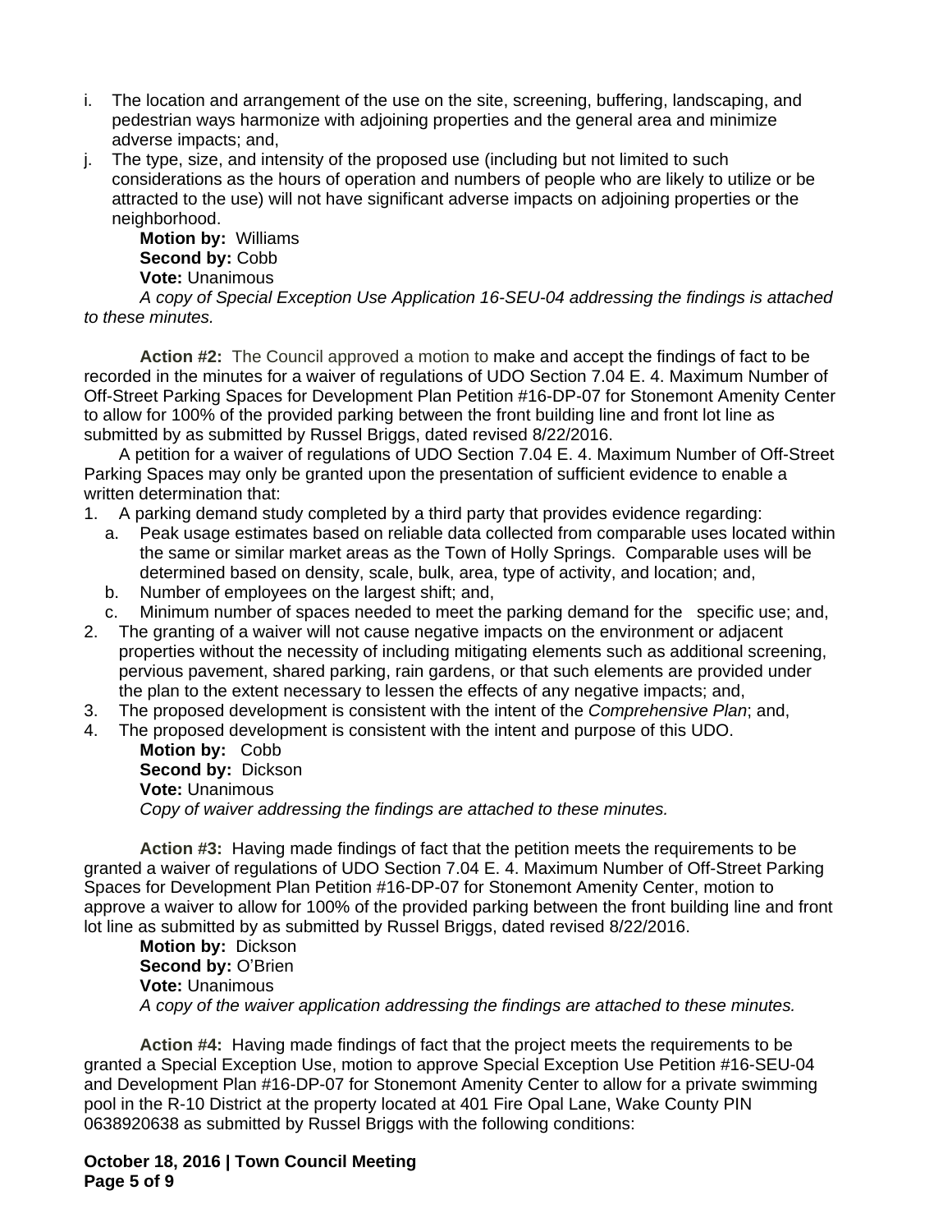i. The location and arrangement of the use on the site, screening, buffering, landscaping, and pedestrian ways harmonize with adjoining properties and the general area and minimize adverse impacts; and,
j. The type, size, and intensity of the proposed use (including but not limited to such considerations as the hours of operation and numbers of people who are likely to utilize or be attracted to the use) will not have significant adverse impacts on adjoining properties or the neighborhood.

**Motion by:** Williams
**Second by:** Cobb
**Vote:** Unanimous

*A copy of Special Exception Use Application 16-SEU-04 addressing the findings is attached to these minutes.*

**Action #2:** The Council approved a motion to make and accept the findings of fact to be recorded in the minutes for a waiver of regulations of UDO Section 7.04 E. 4. Maximum Number of Off-Street Parking Spaces for Development Plan Petition #16-DP-07 for Stonemont Amenity Center to allow for 100% of the provided parking between the front building line and front lot line as submitted by as submitted by Russel Briggs, dated revised 8/22/2016.

A petition for a waiver of regulations of UDO Section 7.04 E. 4. Maximum Number of Off-Street Parking Spaces may only be granted upon the presentation of sufficient evidence to enable a written determination that:

1. A parking demand study completed by a third party that provides evidence regarding:
   a. Peak usage estimates based on reliable data collected from comparable uses located within the same or similar market areas as the Town of Holly Springs. Comparable uses will be determined based on density, scale, bulk, area, type of activity, and location; and,
   b. Number of employees on the largest shift; and,
   c. Minimum number of spaces needed to meet the parking demand for the specific use; and,
2. The granting of a waiver will not cause negative impacts on the environment or adjacent properties without the necessity of including mitigating elements such as additional screening, pervious pavement, shared parking, rain gardens, or that such elements are provided under the plan to the extent necessary to lessen the effects of any negative impacts; and,
3. The proposed development is consistent with the intent of the *Comprehensive Plan*; and,
4. The proposed development is consistent with the intent and purpose of this UDO.

**Motion by:** Cobb
**Second by:** Dickson
**Vote:** Unanimous

*Copy of waiver addressing the findings are attached to these minutes.*

**Action #3:** Having made findings of fact that the petition meets the requirements to be granted a waiver of regulations of UDO Section 7.04 E. 4. Maximum Number of Off-Street Parking Spaces for Development Plan Petition #16-DP-07 for Stonemont Amenity Center, motion to approve a waiver to allow for 100% of the provided parking between the front building line and front lot line as submitted by as submitted by Russel Briggs, dated revised 8/22/2016.

**Motion by:** Dickson
**Second by:** O'Brien
**Vote:** Unanimous

*A copy of the waiver application addressing the findings are attached to these minutes.*

**Action #4:** Having made findings of fact that the project meets the requirements to be granted a Special Exception Use, motion to approve Special Exception Use Petition #16-SEU-04 and Development Plan #16-DP-07 for Stonemont Amenity Center to allow for a private swimming pool in the R-10 District at the property located at 401 Fire Opal Lane, Wake County PIN 0638920638 as submitted by Russel Briggs with the following conditions: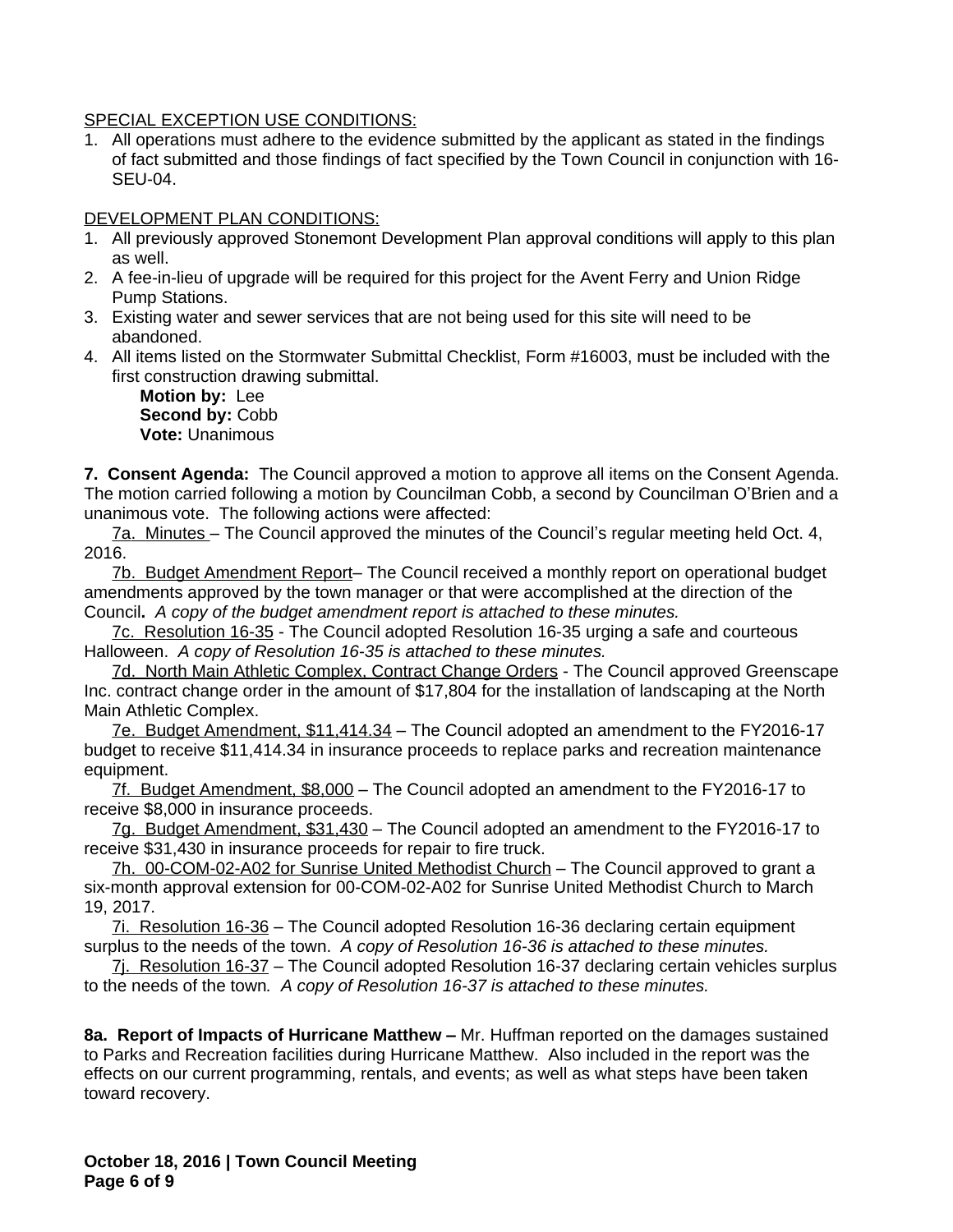SPECIAL EXCEPTION USE CONDITIONS:

1. All operations must adhere to the evidence submitted by the applicant as stated in the findings of fact submitted and those findings of fact specified by the Town Council in conjunction with 16-SEU-04.

DEVELOPMENT PLAN CONDITIONS:

1. All previously approved Stonemont Development Plan approval conditions will apply to this plan as well.
2. A fee-in-lieu of upgrade will be required for this project for the Avent Ferry and Union Ridge Pump Stations.
3. Existing water and sewer services that are not being used for this site will need to be abandoned.
4. All items listed on the Stormwater Submittal Checklist, Form #16003, must be included with the first construction drawing submittal.

**Motion by:** Lee
**Second by:** Cobb
**Vote:** Unanimous

**7. Consent Agenda:** The Council approved a motion to approve all items on the Consent Agenda. The motion carried following a motion by Councilman Cobb, a second by Councilman O'Brien and a unanimous vote. The following actions were affected:

7a. Minutes – The Council approved the minutes of the Council's regular meeting held Oct. 4, 2016.

7b. Budget Amendment Report– The Council received a monthly report on operational budget amendments approved by the town manager or that were accomplished at the direction of the Council**.** *A copy of the budget amendment report is attached to these minutes.*

7c. Resolution 16-35 - The Council adopted Resolution 16-35 urging a safe and courteous Halloween. *A copy of Resolution 16-35 is attached to these minutes.*

7d. North Main Athletic Complex, Contract Change Orders - The Council approved Greenscape Inc. contract change order in the amount of $17,804 for the installation of landscaping at the North Main Athletic Complex.

7e. Budget Amendment, $11,414.34 – The Council adopted an amendment to the FY2016-17 budget to receive $11,414.34 in insurance proceeds to replace parks and recreation maintenance equipment.

7f. Budget Amendment, $8,000 – The Council adopted an amendment to the FY2016-17 to receive $8,000 in insurance proceeds.

7g. Budget Amendment, $31,430 – The Council adopted an amendment to the FY2016-17 to receive $31,430 in insurance proceeds for repair to fire truck.

7h. 00-COM-02-A02 for Sunrise United Methodist Church – The Council approved to grant a six-month approval extension for 00-COM-02-A02 for Sunrise United Methodist Church to March 19, 2017.

7i. Resolution 16-36 – The Council adopted Resolution 16-36 declaring certain equipment surplus to the needs of the town. *A copy of Resolution 16-36 is attached to these minutes.*

7j. Resolution 16-37 – The Council adopted Resolution 16-37 declaring certain vehicles surplus to the needs of the town*. A copy of Resolution 16-37 is attached to these minutes.*

**8a. Report of Impacts of Hurricane Matthew –** Mr. Huffman reported on the damages sustained to Parks and Recreation facilities during Hurricane Matthew. Also included in the report was the effects on our current programming, rentals, and events; as well as what steps have been taken toward recovery.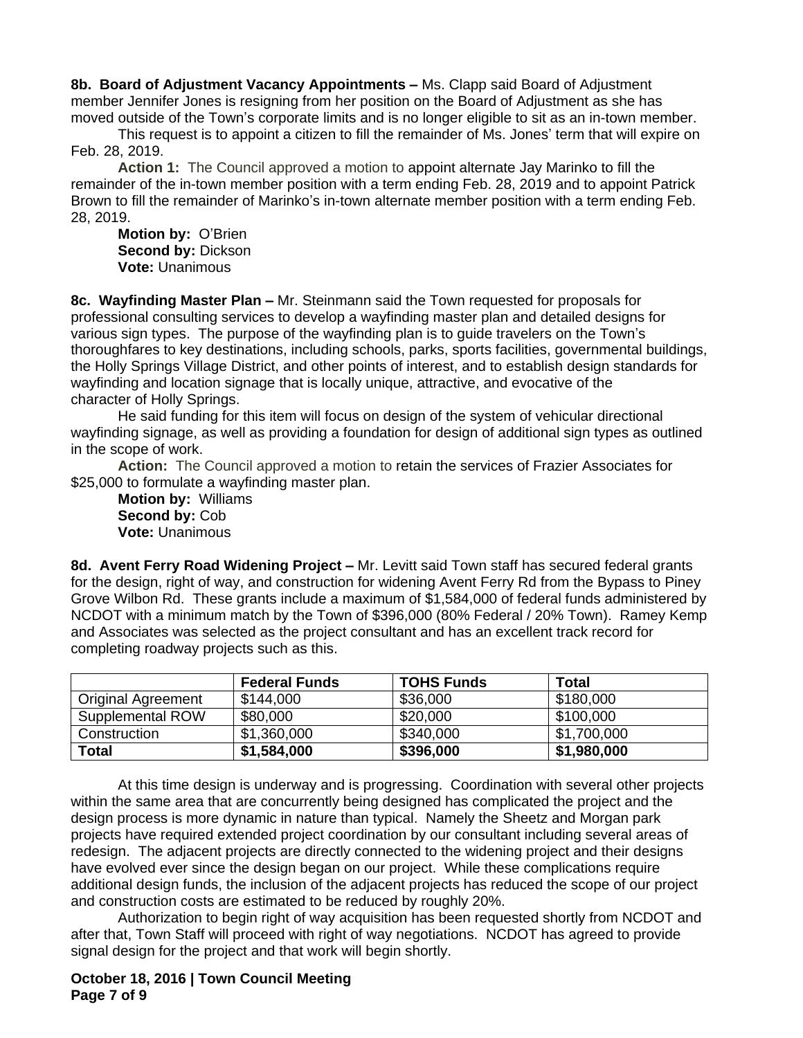**8b. Board of Adjustment Vacancy Appointments –** Ms. Clapp said Board of Adjustment member Jennifer Jones is resigning from her position on the Board of Adjustment as she has moved outside of the Town's corporate limits and is no longer eligible to sit as an in-town member.

This request is to appoint a citizen to fill the remainder of Ms. Jones' term that will expire on Feb. 28, 2019.

**Action 1:** The Council approved a motion to appoint alternate Jay Marinko to fill the remainder of the in-town member position with a term ending Feb. 28, 2019 and to appoint Patrick Brown to fill the remainder of Marinko's in-town alternate member position with a term ending Feb. 28, 2019.

**Motion by:** O'Brien
**Second by:** Dickson
**Vote:** Unanimous

**8c. Wayfinding Master Plan –** Mr. Steinmann said the Town requested for proposals for professional consulting services to develop a wayfinding master plan and detailed designs for various sign types. The purpose of the wayfinding plan is to guide travelers on the Town's thoroughfares to key destinations, including schools, parks, sports facilities, governmental buildings, the Holly Springs Village District, and other points of interest, and to establish design standards for wayfinding and location signage that is locally unique, attractive, and evocative of the character of Holly Springs.

He said funding for this item will focus on design of the system of vehicular directional wayfinding signage, as well as providing a foundation for design of additional sign types as outlined in the scope of work.

**Action:** The Council approved a motion to retain the services of Frazier Associates for $25,000 to formulate a wayfinding master plan.

**Motion by:** Williams
**Second by:** Cob
**Vote:** Unanimous

**8d. Avent Ferry Road Widening Project –** Mr. Levitt said Town staff has secured federal grants for the design, right of way, and construction for widening Avent Ferry Rd from the Bypass to Piney Grove Wilbon Rd. These grants include a maximum of $1,584,000 of federal funds administered by NCDOT with a minimum match by the Town of $396,000 (80% Federal / 20% Town). Ramey Kemp and Associates was selected as the project consultant and has an excellent track record for completing roadway projects such as this.

| | Federal Funds | TOHS Funds | Total |
|---|---|---|---|
| Original Agreement | $144,000 | $36,000 | $180,000 |
| Supplemental ROW | $80,000 | $20,000 | $100,000 |
| Construction | $1,360,000 | $340,000 | $1,700,000 |
| **Total** | **$1,584,000** | **$396,000** | **$1,980,000** |

At this time design is underway and is progressing. Coordination with several other projects within the same area that are concurrently being designed has complicated the project and the design process is more dynamic in nature than typical. Namely the Sheetz and Morgan park projects have required extended project coordination by our consultant including several areas of redesign. The adjacent projects are directly connected to the widening project and their designs have evolved ever since the design began on our project. While these complications require additional design funds, the inclusion of the adjacent projects has reduced the scope of our project and construction costs are estimated to be reduced by roughly 20%.

Authorization to begin right of way acquisition has been requested shortly from NCDOT and after that, Town Staff will proceed with right of way negotiations. NCDOT has agreed to provide signal design for the project and that work will begin shortly.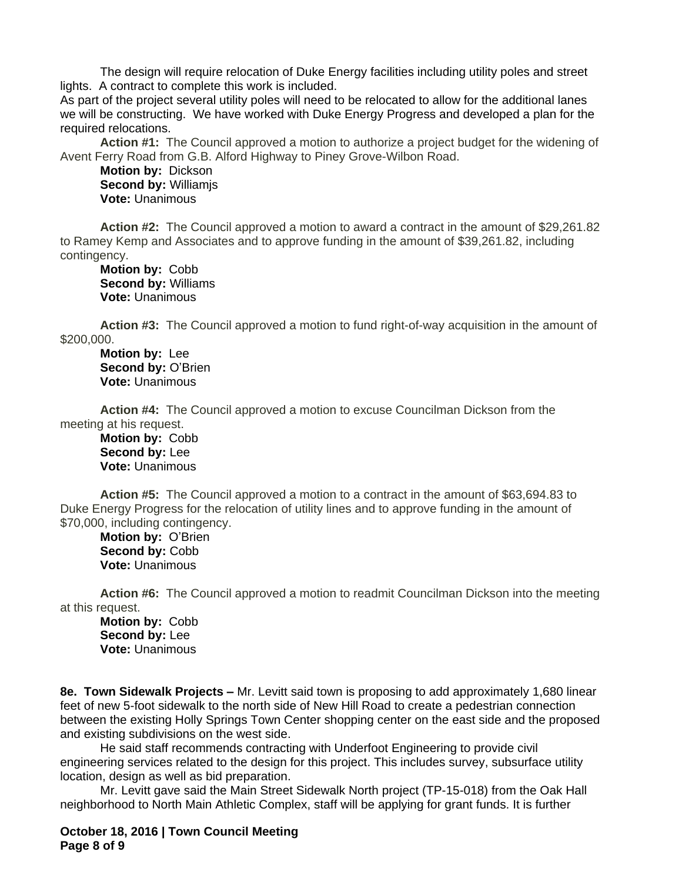The design will require relocation of Duke Energy facilities including utility poles and street lights. A contract to complete this work is included.
As part of the project several utility poles will need to be relocated to allow for the additional lanes we will be constructing. We have worked with Duke Energy Progress and developed a plan for the required relocations.

**Action #1:** The Council approved a motion to authorize a project budget for the widening of Avent Ferry Road from G.B. Alford Highway to Piney Grove-Wilbon Road.
**Motion by:** Dickson
**Second by:** Williamjs
**Vote:** Unanimous

**Action #2:** The Council approved a motion to award a contract in the amount of $29,261.82 to Ramey Kemp and Associates and to approve funding in the amount of $39,261.82, including contingency.
**Motion by:** Cobb
**Second by:** Williams
**Vote:** Unanimous

**Action #3:** The Council approved a motion to fund right-of-way acquisition in the amount of $200,000.
**Motion by:** Lee
**Second by:** O'Brien
**Vote:** Unanimous

**Action #4:** The Council approved a motion to excuse Councilman Dickson from the meeting at his request.
**Motion by:** Cobb
**Second by:** Lee
**Vote:** Unanimous

**Action #5:** The Council approved a motion to a contract in the amount of $63,694.83 to Duke Energy Progress for the relocation of utility lines and to approve funding in the amount of $70,000, including contingency.
**Motion by:** O'Brien
**Second by:** Cobb
**Vote:** Unanimous

**Action #6:** The Council approved a motion to readmit Councilman Dickson into the meeting at this request.
**Motion by:** Cobb
**Second by:** Lee
**Vote:** Unanimous

**8e. Town Sidewalk Projects –** Mr. Levitt said town is proposing to add approximately 1,680 linear feet of new 5-foot sidewalk to the north side of New Hill Road to create a pedestrian connection between the existing Holly Springs Town Center shopping center on the east side and the proposed and existing subdivisions on the west side.

He said staff recommends contracting with Underfoot Engineering to provide civil engineering services related to the design for this project. This includes survey, subsurface utility location, design as well as bid preparation.

Mr. Levitt gave said the Main Street Sidewalk North project (TP-15-018) from the Oak Hall neighborhood to North Main Athletic Complex, staff will be applying for grant funds. It is further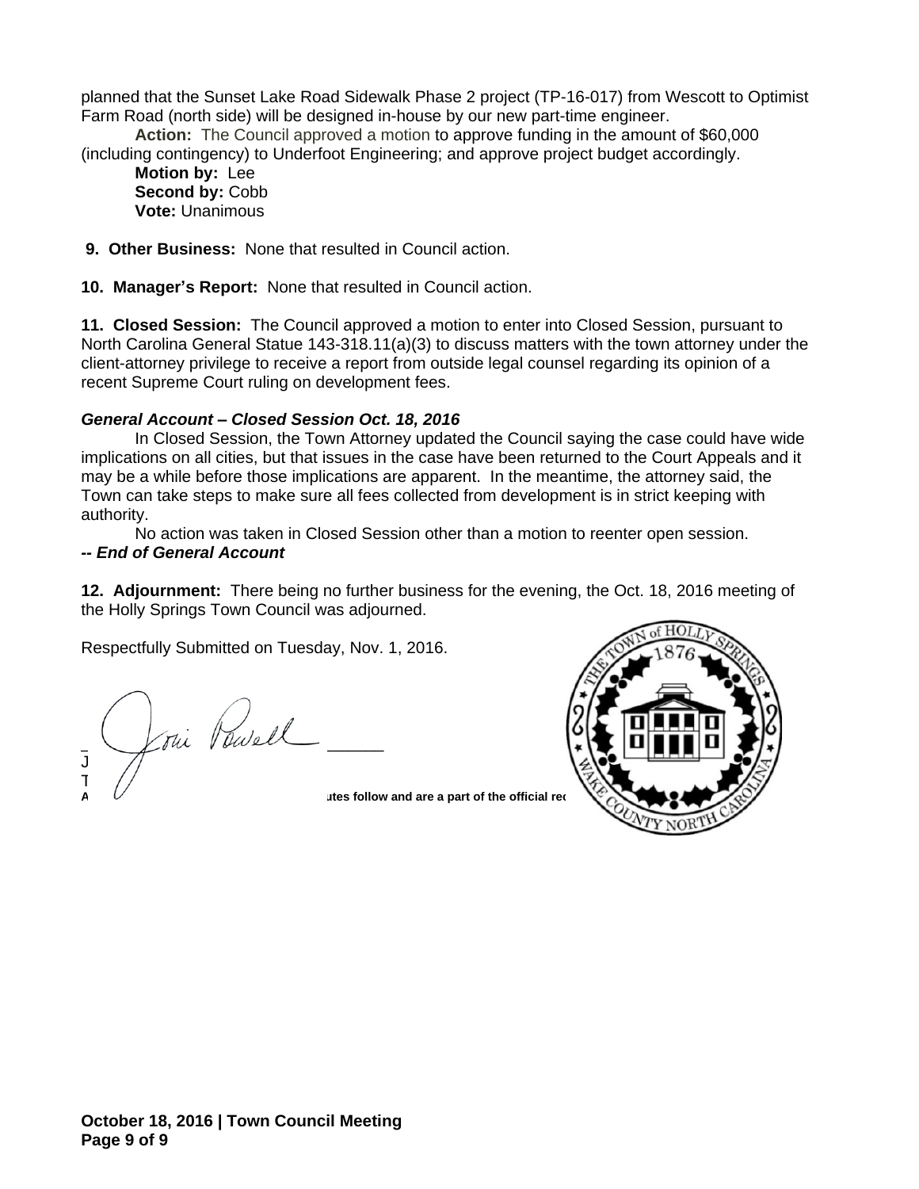planned that the Sunset Lake Road Sidewalk Phase 2 project (TP-16-017) from Wescott to Optimist Farm Road (north side) will be designed in-house by our new part-time engineer.

**Action:** The Council approved a motion to approve funding in the amount of $60,000 (including contingency) to Underfoot Engineering; and approve project budget accordingly.

**Motion by:** Lee
**Second by:** Cobb
**Vote:** Unanimous

**9. Other Business:** None that resulted in Council action.

**10. Manager's Report:** None that resulted in Council action.

**11. Closed Session:** The Council approved a motion to enter into Closed Session, pursuant to North Carolina General Statue 143-318.11(a)(3) to discuss matters with the town attorney under the client-attorney privilege to receive a report from outside legal counsel regarding its opinion of a recent Supreme Court ruling on development fees.

***General Account – Closed Session Oct. 18, 2016***

In Closed Session, the Town Attorney updated the Council saying the case could have wide implications on all cities, but that issues in the case have been returned to the Court Appeals and it may be a while before those implications are apparent. In the meantime, the attorney said, the Town can take steps to make sure all fees collected from development is in strict keeping with authority.

No action was taken in Closed Session other than a motion to reenter open session.

***-- End of General Account***

**12. Adjournment:** There being no further business for the evening, the Oct. 18, 2016 meeting of the Holly Springs Town Council was adjourned.

Respectfully Submitted on Tuesday, Nov. 1, 2016.

J
T
**A ... utes follow and are a part of the official re...**